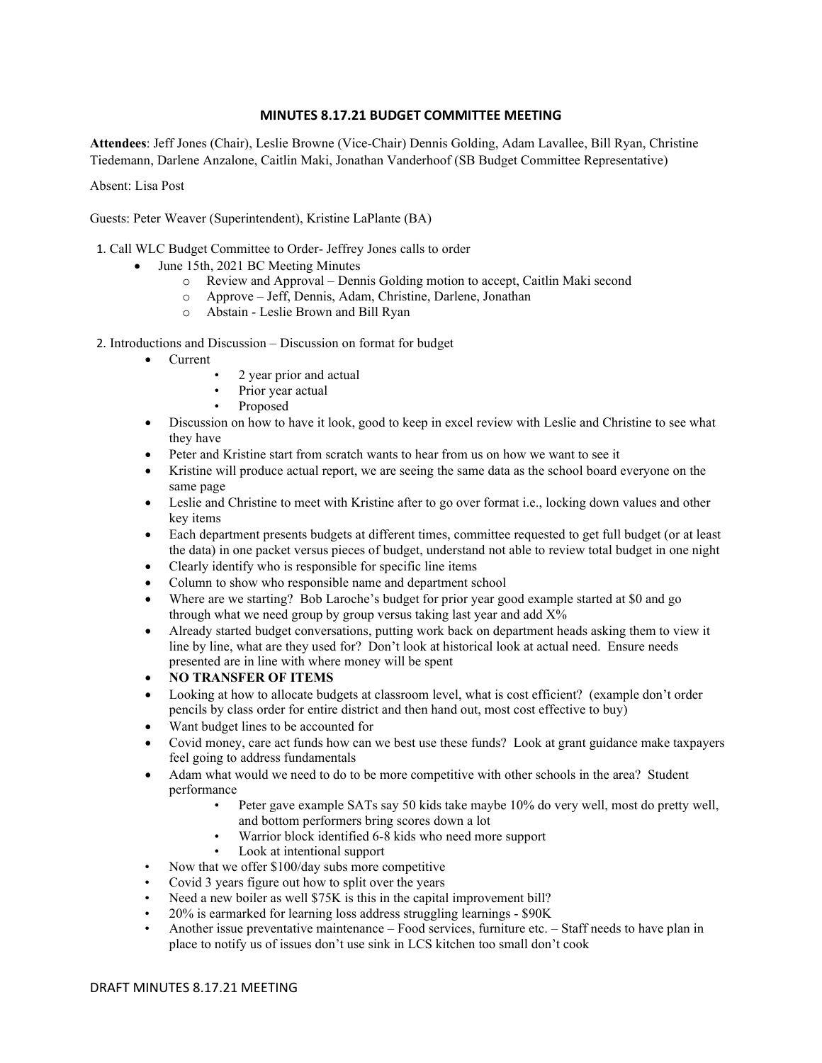# MINUTES 8.17.21 BUDGET COMMITTEE MEETING

**Attendees**: Jeff Jones (Chair), Leslie Browne (Vice-Chair) Dennis Golding, Adam Lavallee, Bill Ryan, Christine Tiedemann, Darlene Anzalone, Caitlin Maki, Jonathan Vanderhoof (SB Budget Committee Representative)

Absent: Lisa Post

Guests: Peter Weaver (Superintendent), Kristine LaPlante (BA)

1. Call WLC Budget Committee to Order- Jeffrey Jones calls to order
   - June 15th, 2021 BC Meeting Minutes
     - Review and Approval – Dennis Golding motion to accept, Caitlin Maki second
     - Approve – Jeff, Dennis, Adam, Christine, Darlene, Jonathan
     - Abstain - Leslie Brown and Bill Ryan

2. Introductions and Discussion – Discussion on format for budget
   - Current
     - 2 year prior and actual
     - Prior year actual
     - Proposed
   - Discussion on how to have it look, good to keep in excel review with Leslie and Christine to see what they have
   - Peter and Kristine start from scratch wants to hear from us on how we want to see it
   - Kristine will produce actual report, we are seeing the same data as the school board everyone on the same page
   - Leslie and Christine to meet with Kristine after to go over format i.e., locking down values and other key items
   - Each department presents budgets at different times, committee requested to get full budget (or at least the data) in one packet versus pieces of budget, understand not able to review total budget in one night
   - Clearly identify who is responsible for specific line items
   - Column to show who responsible name and department school
   - Where are we starting? Bob Laroche's budget for prior year good example started at $0 and go through what we need group by group versus taking last year and add X%
   - Already started budget conversations, putting work back on department heads asking them to view it line by line, what are they used for? Don't look at historical look at actual need. Ensure needs presented are in line with where money will be spent
   - **NO TRANSFER OF ITEMS**
   - Looking at how to allocate budgets at classroom level, what is cost efficient? (example don't order pencils by class order for entire district and then hand out, most cost effective to buy)
   - Want budget lines to be accounted for
   - Covid money, care act funds how can we best use these funds? Look at grant guidance make taxpayers feel going to address fundamentals
   - Adam what would we need to do to be more competitive with other schools in the area? Student performance
     - Peter gave example SATs say 50 kids take maybe 10% do very well, most do pretty well, and bottom performers bring scores down a lot
     - Warrior block identified 6-8 kids who need more support
     - Look at intentional support
   - Now that we offer $100/day subs more competitive
   - Covid 3 years figure out how to split over the years
   - Need a new boiler as well $75K is this in the capital improvement bill?
   - 20% is earmarked for learning loss address struggling learnings - $90K
   - Another issue preventative maintenance – Food services, furniture etc. – Staff needs to have plan in place to notify us of issues don't use sink in LCS kitchen too small don't cook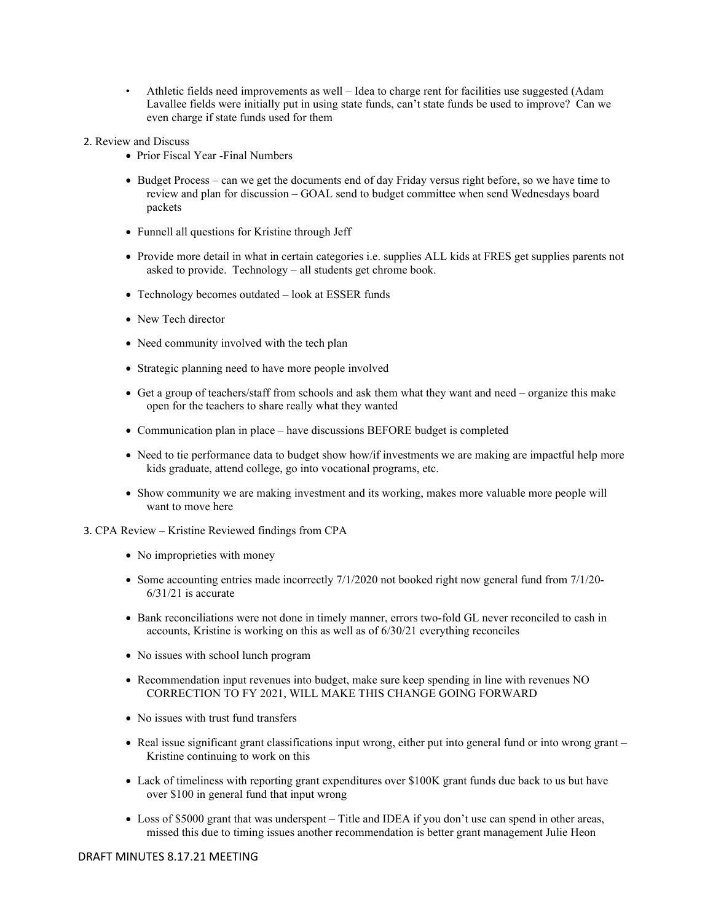- Athletic fields need improvements as well – Idea to charge rent for facilities use suggested (Adam Lavallee fields were initially put in using state funds, can't state funds be used to improve? Can we even charge if state funds used for them

2. Review and Discuss
   - Prior Fiscal Year -Final Numbers
   - Budget Process – can we get the documents end of day Friday versus right before, so we have time to review and plan for discussion – GOAL send to budget committee when send Wednesdays board packets
   - Funnell all questions for Kristine through Jeff
   - Provide more detail in what in certain categories i.e. supplies ALL kids at FRES get supplies parents not asked to provide. Technology – all students get chrome book.
   - Technology becomes outdated – look at ESSER funds
   - New Tech director
   - Need community involved with the tech plan
   - Strategic planning need to have more people involved
   - Get a group of teachers/staff from schools and ask them what they want and need – organize this make open for the teachers to share really what they wanted
   - Communication plan in place – have discussions BEFORE budget is completed
   - Need to tie performance data to budget show how/if investments we are making are impactful help more kids graduate, attend college, go into vocational programs, etc.
   - Show community we are making investment and its working, makes more valuable more people will want to move here

3. CPA Review – Kristine Reviewed findings from CPA
   - No improprieties with money
   - Some accounting entries made incorrectly 7/1/2020 not booked right now general fund from 7/1/20-6/31/21 is accurate
   - Bank reconciliations were not done in timely manner, errors two-fold GL never reconciled to cash in accounts, Kristine is working on this as well as of 6/30/21 everything reconciles
   - No issues with school lunch program
   - Recommendation input revenues into budget, make sure keep spending in line with revenues NO CORRECTION TO FY 2021, WILL MAKE THIS CHANGE GOING FORWARD
   - No issues with trust fund transfers
   - Real issue significant grant classifications input wrong, either put into general fund or into wrong grant – Kristine continuing to work on this
   - Lack of timeliness with reporting grant expenditures over $100K grant funds due back to us but have over $100 in general fund that input wrong
   - Loss of $5000 grant that was underspent – Title and IDEA if you don't use can spend in other areas, missed this due to timing issues another recommendation is better grant management Julie Heon

DRAFT MINUTES 8.17.21 MEETING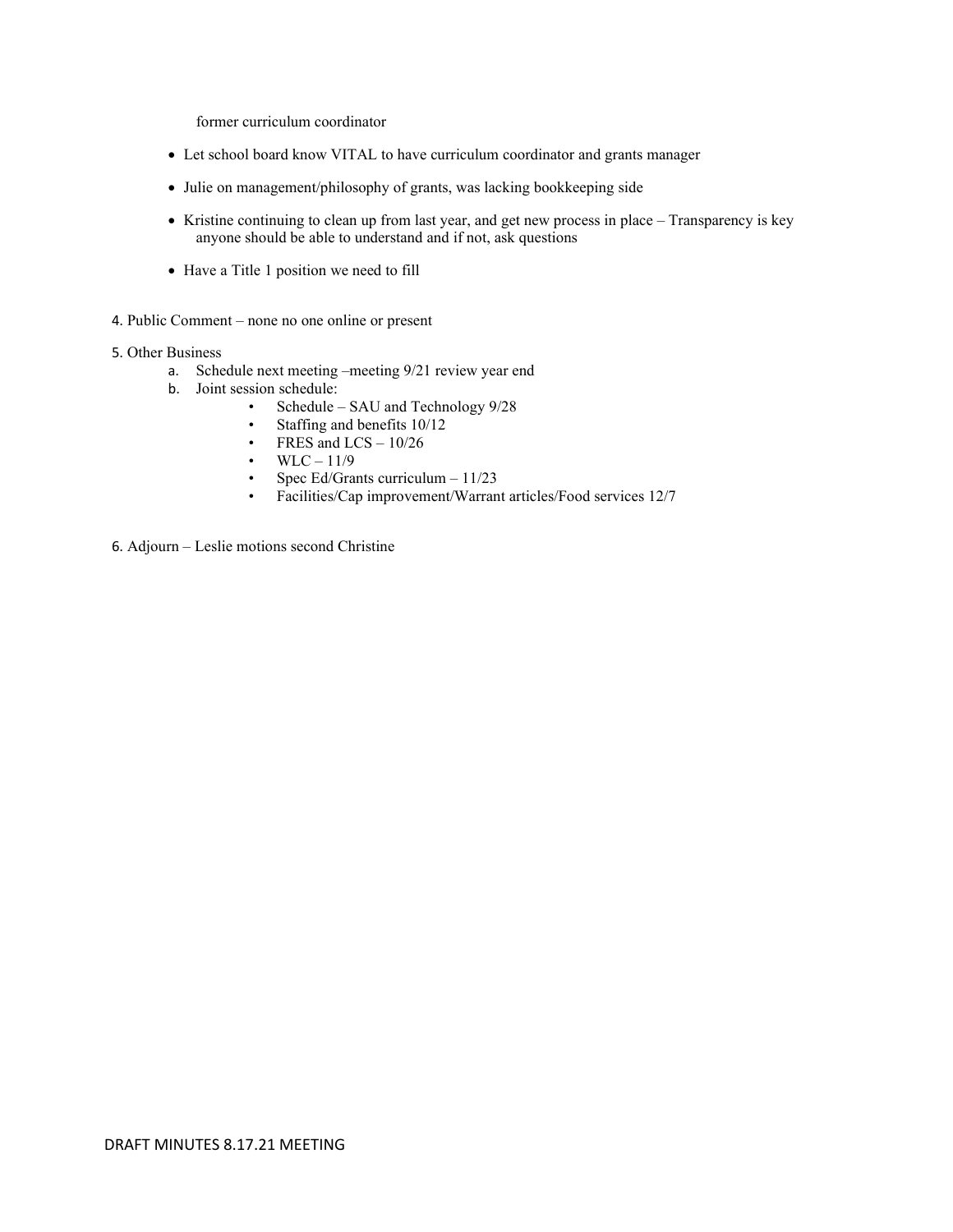former curriculum coordinator

- Let school board know VITAL to have curriculum coordinator and grants manager
- Julie on management/philosophy of grants, was lacking bookkeeping side
- Kristine continuing to clean up from last year, and get new process in place – Transparency is key anyone should be able to understand and if not, ask questions
- Have a Title 1 position we need to fill

4. Public Comment – none no one online or present

5. Other Business
   a. Schedule next meeting –meeting 9/21 review year end
   b. Joint session schedule:
      - Schedule – SAU and Technology 9/28
      - Staffing and benefits 10/12
      - FRES and LCS – 10/26
      - WLC – 11/9
      - Spec Ed/Grants curriculum – 11/23
      - Facilities/Cap improvement/Warrant articles/Food services 12/7

6. Adjourn – Leslie motions second Christine